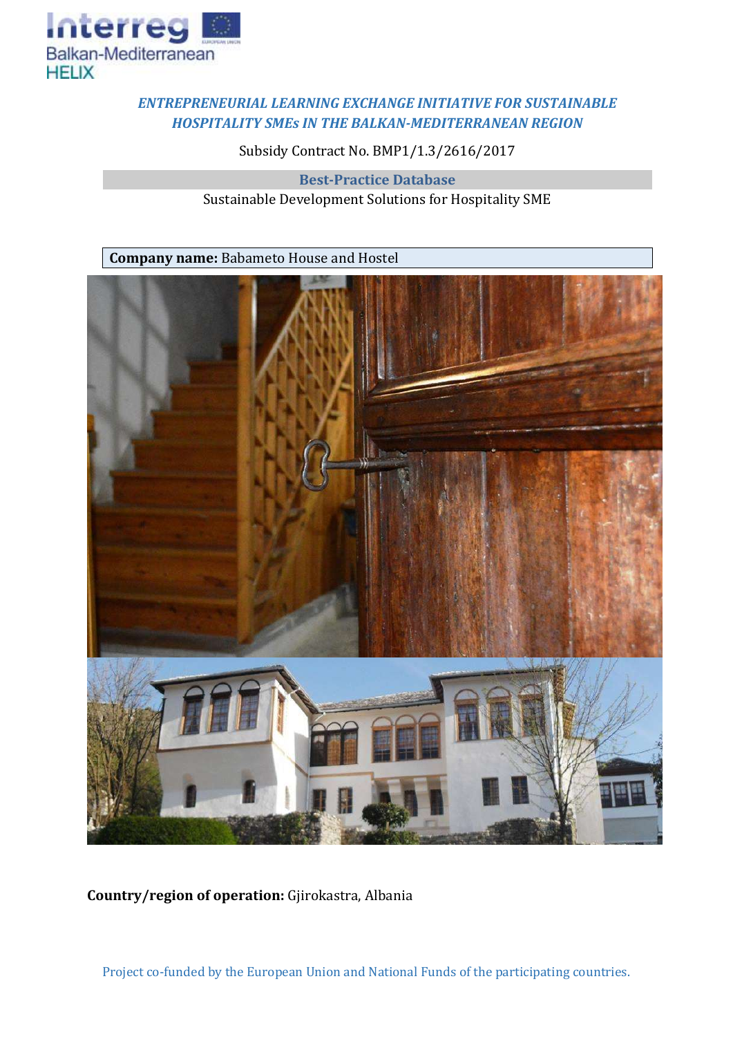*ENTREPRENEURIAL LEARNING EXCHANGE INITIATIVE FOR SUSTAINABLE HOSPITALITY SMEs IN THE BALKAN-MEDITERRANEAN REGION*

Subsidy Contract No. BMP1/1.3/2616/2017

## Best-Practice Database

Sustainable Development Solutions for Hospitality SME

**Company name:** Babameto House and Hostel

**Country/region of operation:** Gjirokastra, Albania

Project co-funded by the European Union and National Funds of the participating countries.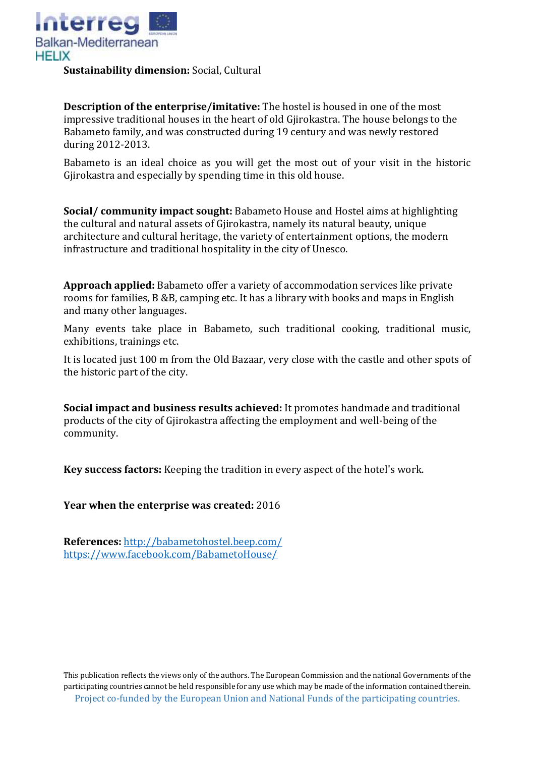**Sustainability dimension:** Social, Cultural

**Description of the enterprise/imitative:** The hostel is housed in one of the most impressive traditional houses in the heart of old Gjirokastra. The house belongs to the Babameto family, and was constructed during 19 century and was newly restored during 2012-2013.

Babameto is an ideal choice as you will get the most out of your visit in the historic Gjirokastra and especially by spending time in this old house.

**Social/ community impact sought:** Babameto House and Hostel aims at highlighting the cultural and natural assets of Gjirokastra, namely its natural beauty, unique architecture and cultural heritage, the variety of entertainment options, the modern infrastructure and traditional hospitality in the city of Unesco.

**Approach applied:** Babameto offer a variety of accommodation services like private rooms for families, B &B, camping etc. It has a library with books and maps in English and many other languages.

Many events take place in Babameto, such traditional cooking, traditional music, exhibitions, trainings etc.

It is located just 100 m from the Old Bazaar, very close with the castle and other spots of the historic part of the city.

**Social impact and business results achieved:** It promotes handmade and traditional products of the city of Gjirokastra affecting the employment and well-being of the community.

**Key success factors:** Keeping the tradition in every aspect of the hotel's work.

**Year when the enterprise was created:** 2016

**References:** http://babametohostel.beep.com/
https://www.facebook.com/BabametoHouse/

This publication reflects the views only of the authors. The European Commission and the national Governments of the participating countries cannot be held responsible for any use which may be made of the information contained therein.

Project co-funded by the European Union and National Funds of the participating countries.